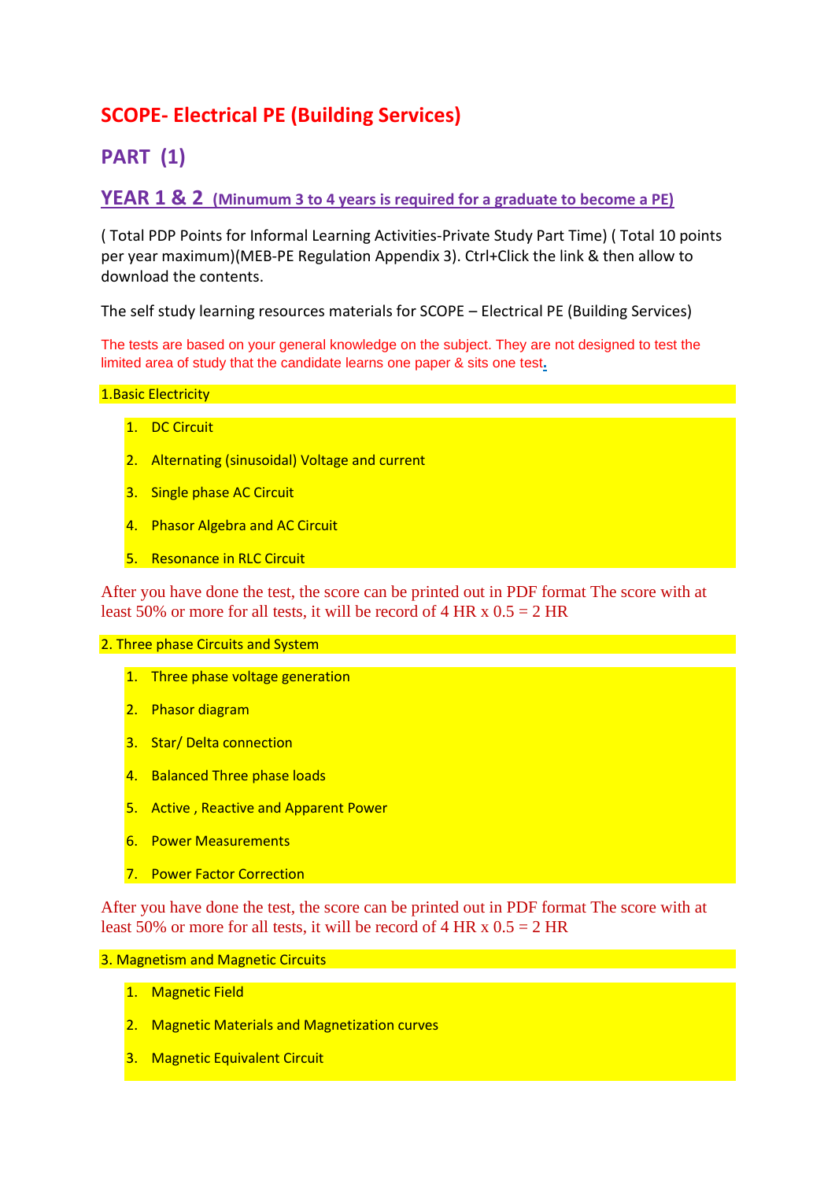# SCOPE- Electrical PE (Building Services)

## PART (1)

## YEAR 1 & 2 (Minumum 3 to 4 years is required for a graduate to become a PE)

( Total PDP Points for Informal Learning Activities-Private Study Part Time) ( Total 10 points per year maximum)(MEB-PE Regulation Appendix 3). Ctrl+Click the link & then allow to download the contents.

The self study learning resources materials for SCOPE – Electrical PE (Building Services)

The tests are based on your general knowledge on the subject. They are not designed to test the limited area of study that the candidate learns one paper & sits one test.

1.Basic Electricity

1. DC Circuit
2. Alternating (sinusoidal) Voltage and current
3. Single phase AC Circuit
4. Phasor Algebra and AC Circuit
5. Resonance in RLC Circuit

After you have done the test, the score can be printed out in PDF format The score with at least 50% or more for all tests, it will be record of 4 HR x 0.5 = 2 HR

2. Three phase Circuits and System

1. Three phase voltage generation
2. Phasor diagram
3. Star/ Delta connection
4. Balanced Three phase loads
5. Active , Reactive and Apparent Power
6. Power Measurements
7. Power Factor Correction

After you have done the test, the score can be printed out in PDF format The score with at least 50% or more for all tests, it will be record of 4 HR x 0.5 = 2 HR

3. Magnetism and Magnetic Circuits

1. Magnetic Field
2. Magnetic Materials and Magnetization curves
3. Magnetic Equivalent Circuit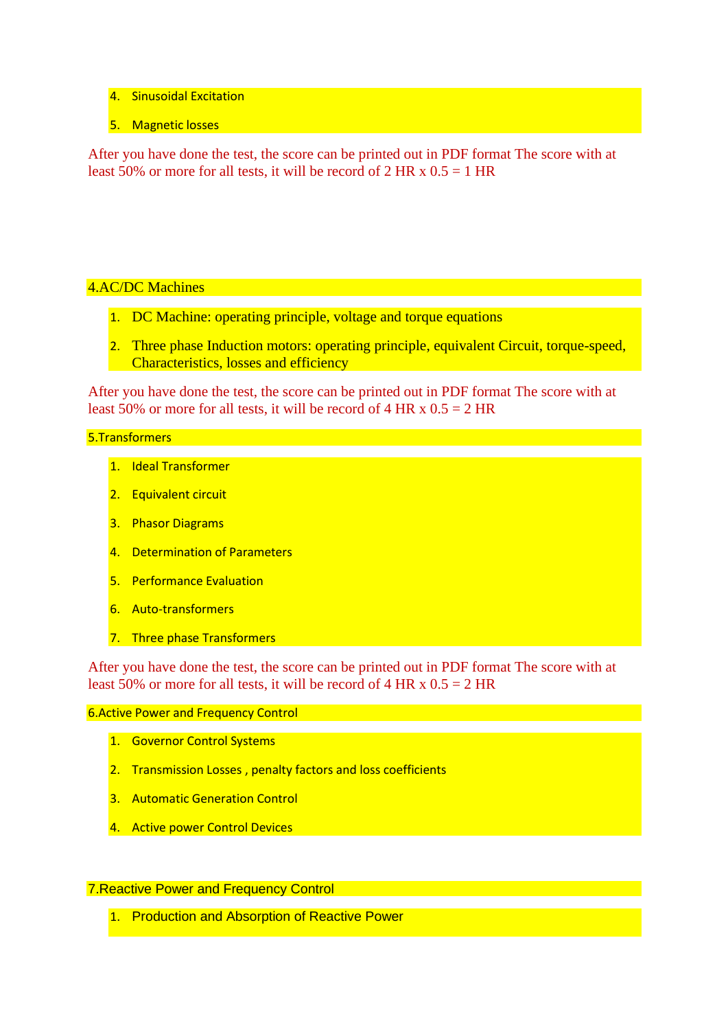4. Sinusoidal Excitation
5. Magnetic losses

After you have done the test, the score can be printed out in PDF format The score with at least 50% or more for all tests, it will be record of 2 HR x 0.5 = 1 HR

4.AC/DC Machines

1. DC Machine: operating principle, voltage and torque equations
2. Three phase Induction motors: operating principle, equivalent Circuit, torque-speed, Characteristics, losses and efficiency

After you have done the test, the score can be printed out in PDF format The score with at least 50% or more for all tests, it will be record of 4 HR x 0.5 = 2 HR

5.Transformers

1. Ideal Transformer
2. Equivalent circuit
3. Phasor Diagrams
4. Determination of Parameters
5. Performance Evaluation
6. Auto-transformers
7. Three phase Transformers

After you have done the test, the score can be printed out in PDF format The score with at least 50% or more for all tests, it will be record of 4 HR x 0.5 = 2 HR

6.Active Power and Frequency Control

1. Governor Control Systems
2. Transmission Losses , penalty factors and loss coefficients
3. Automatic Generation Control
4. Active power Control Devices

7.Reactive Power and Frequency Control

1. Production and Absorption of Reactive Power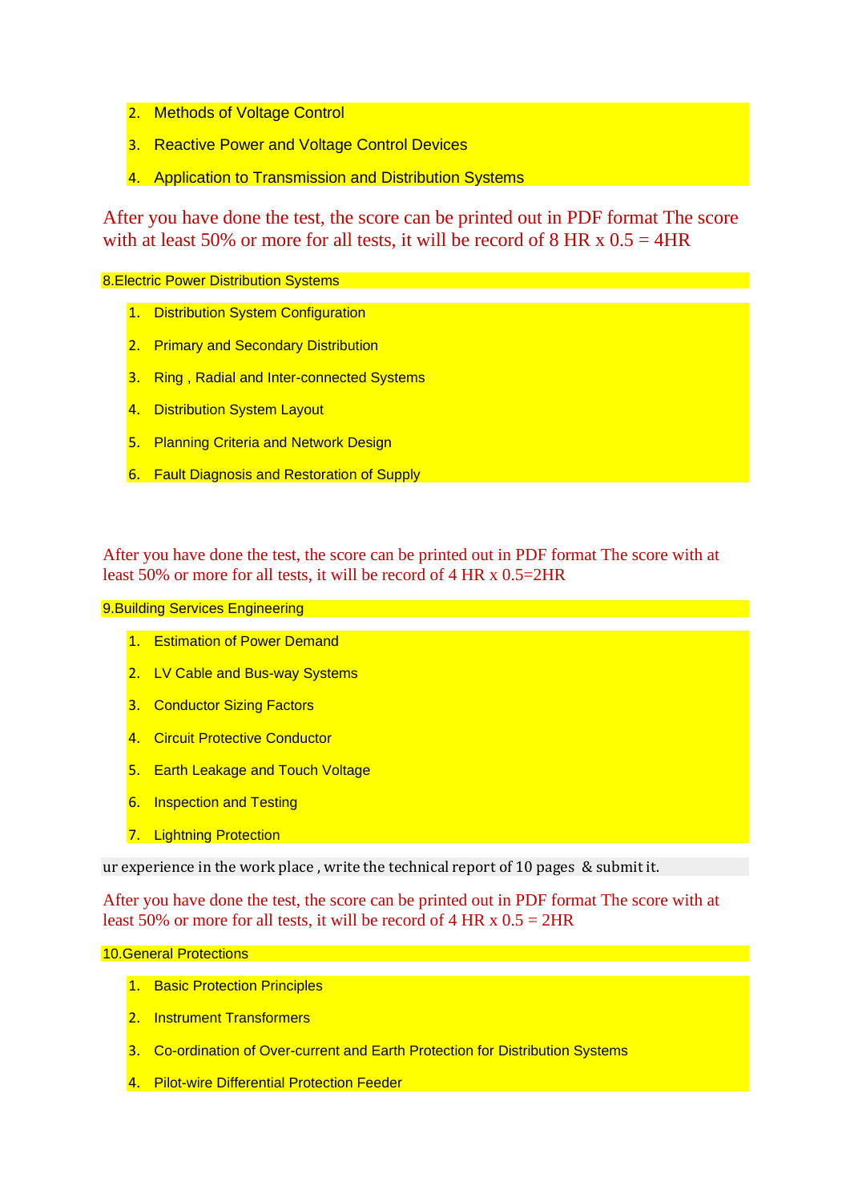2. Methods of Voltage Control
3. Reactive Power and Voltage Control Devices
4. Application to Transmission and Distribution Systems

After you have done the test, the score can be printed out in PDF format The score with at least 50% or more for all tests, it will be record of 8 HR x 0.5 = 4HR

8.Electric Power Distribution Systems

1. Distribution System Configuration
2. Primary and Secondary Distribution
3. Ring , Radial and Inter-connected Systems
4. Distribution System Layout
5. Planning Criteria and Network Design
6. Fault Diagnosis and Restoration of Supply

After you have done the test, the score can be printed out in PDF format The score with at least 50% or more for all tests, it will be record of 4 HR x 0.5=2HR

9.Building Services Engineering

1. Estimation of Power Demand
2. LV Cable and Bus-way Systems
3. Conductor Sizing Factors
4. Circuit Protective Conductor
5. Earth Leakage and Touch Voltage
6. Inspection and Testing
7. Lightning Protection

ur experience in the work place , write the technical report of 10 pages & submit it.

After you have done the test, the score can be printed out in PDF format The score with at least 50% or more for all tests, it will be record of 4 HR x 0.5 = 2HR

10.General Protections

1. Basic Protection Principles
2. Instrument Transformers
3. Co-ordination of Over-current and Earth Protection for Distribution Systems
4. Pilot-wire Differential Protection Feeder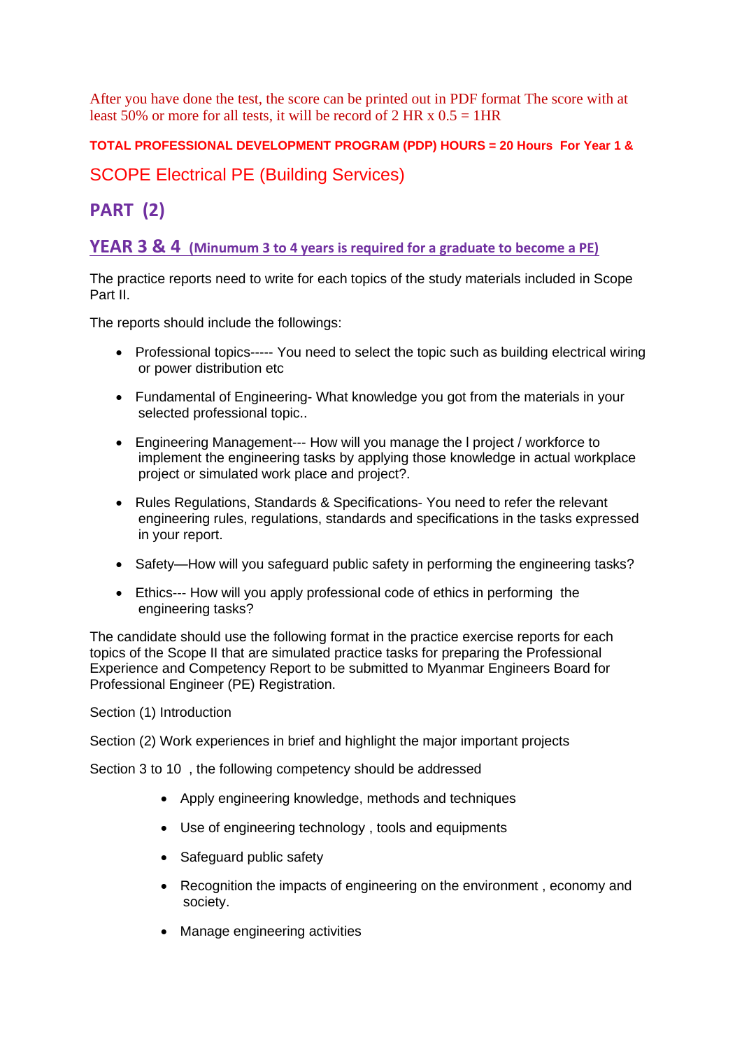After you have done the test, the score can be printed out in PDF format The score with at least 50% or more for all tests, it will be record of 2 HR x 0.5 = 1HR

**TOTAL PROFESSIONAL DEVELOPMENT PROGRAM (PDP) HOURS = 20 Hours For Year 1 &**

## SCOPE Electrical PE (Building Services)

## PART (2)

### YEAR 3 & 4 (Minumum 3 to 4 years is required for a graduate to become a PE)

The practice reports need to write for each topics of the study materials included in Scope Part II.

The reports should include the followings:

- Professional topics----- You need to select the topic such as building electrical wiring or power distribution etc
- Fundamental of Engineering- What knowledge you got from the materials in your selected professional topic..
- Engineering Management--- How will you manage the l project / workforce to implement the engineering tasks by applying those knowledge in actual workplace project or simulated work place and project?.
- Rules Regulations, Standards & Specifications- You need to refer the relevant engineering rules, regulations, standards and specifications in the tasks expressed in your report.
- Safety—How will you safeguard public safety in performing the engineering tasks?
- Ethics--- How will you apply professional code of ethics in performing the engineering tasks?

The candidate should use the following format in the practice exercise reports for each topics of the Scope II that are simulated practice tasks for preparing the Professional Experience and Competency Report to be submitted to Myanmar Engineers Board for Professional Engineer (PE) Registration.

Section (1) Introduction

Section (2) Work experiences in brief and highlight the major important projects

Section 3 to 10 , the following competency should be addressed

- Apply engineering knowledge, methods and techniques
- Use of engineering technology , tools and equipments
- Safeguard public safety
- Recognition the impacts of engineering on the environment , economy and society.
- Manage engineering activities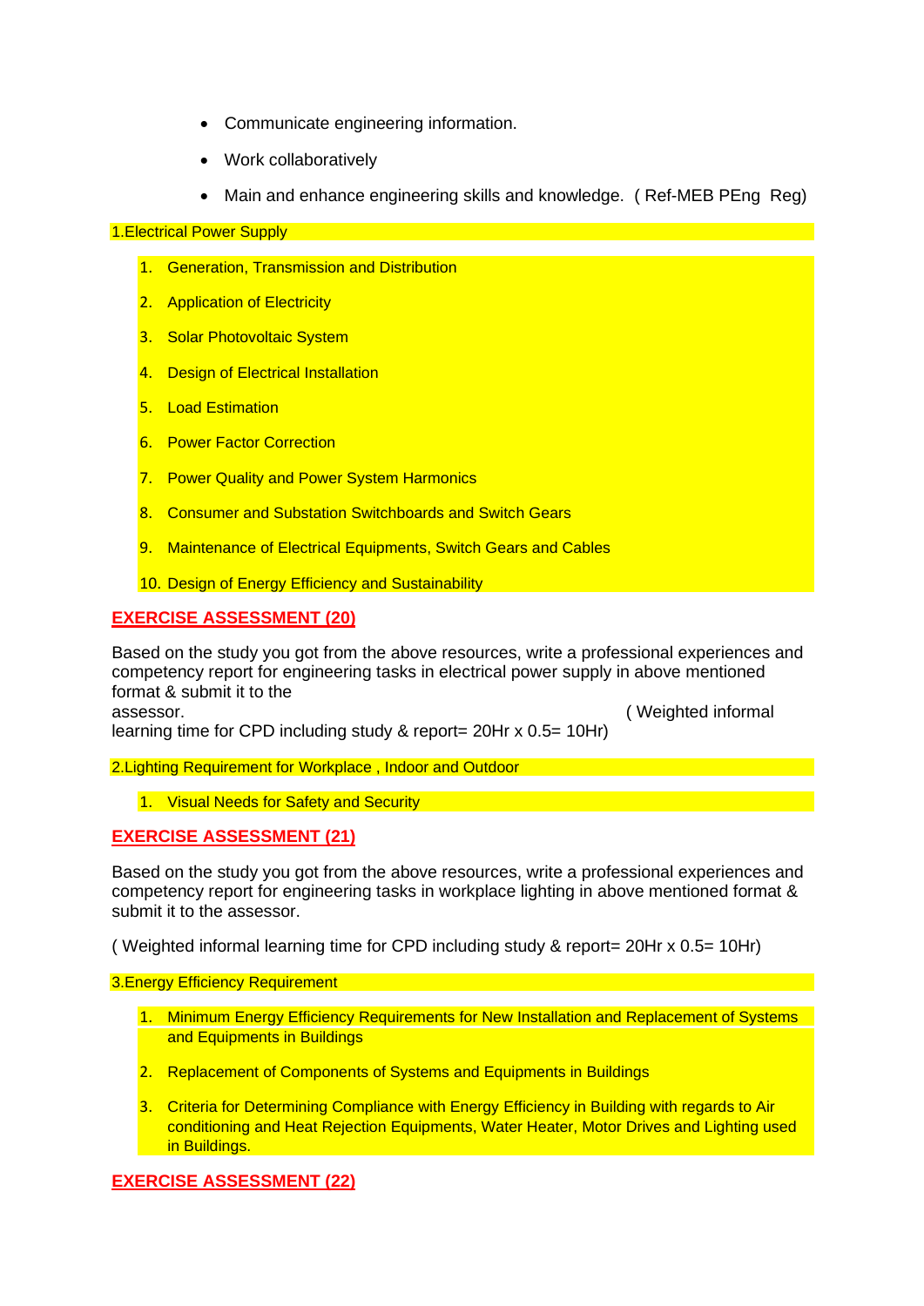- Communicate engineering information.
- Work collaboratively
- Main and enhance engineering skills and knowledge. ( Ref-MEB PEng Reg)

1.Electrical Power Supply

1. Generation, Transmission and Distribution
2. Application of Electricity
3. Solar Photovoltaic System
4. Design of Electrical Installation
5. Load Estimation
6. Power Factor Correction
7. Power Quality and Power System Harmonics
8. Consumer and Substation Switchboards and Switch Gears
9. Maintenance of Electrical Equipments, Switch Gears and Cables
10. Design of Energy Efficiency and Sustainability

**EXERCISE ASSESSMENT (20)**

Based on the study you got from the above resources, write a professional experiences and competency report for engineering tasks in electrical power supply in above mentioned format & submit it to the assessor. ( Weighted informal learning time for CPD including study & report= 20Hr x 0.5= 10Hr)

2.Lighting Requirement for Workplace , Indoor and Outdoor

1. Visual Needs for Safety and Security

**EXERCISE ASSESSMENT (21)**

Based on the study you got from the above resources, write a professional experiences and competency report for engineering tasks in workplace lighting in above mentioned format & submit it to the assessor.

( Weighted informal learning time for CPD including study & report= 20Hr x 0.5= 10Hr)

3.Energy Efficiency Requirement

1. Minimum Energy Efficiency Requirements for New Installation and Replacement of Systems and Equipments in Buildings
2. Replacement of Components of Systems and Equipments in Buildings
3. Criteria for Determining Compliance with Energy Efficiency in Building with regards to Air conditioning and Heat Rejection Equipments, Water Heater, Motor Drives and Lighting used in Buildings.

**EXERCISE ASSESSMENT (22)**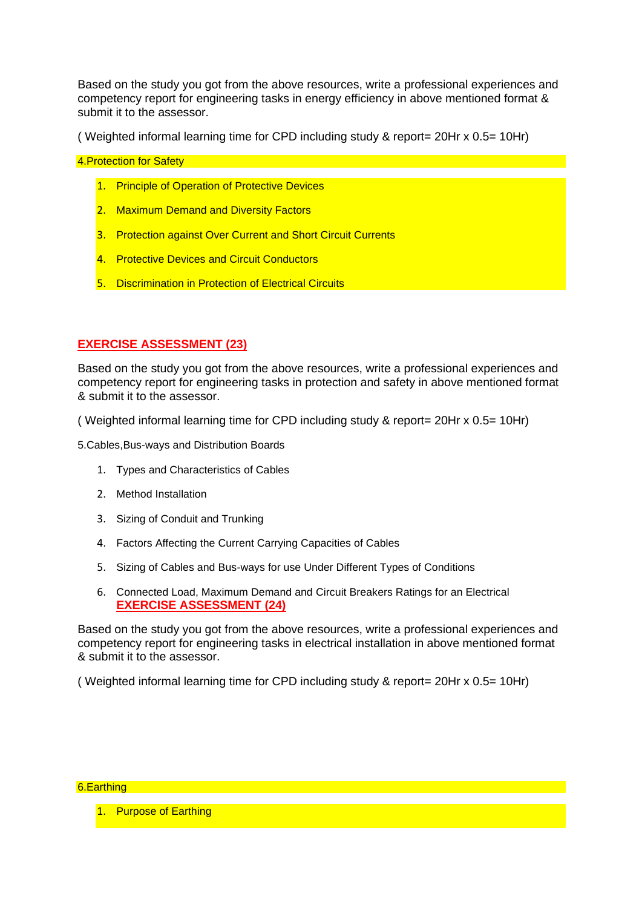Based on the study you got from the above resources, write a professional experiences and competency report for engineering tasks in energy efficiency in above mentioned format & submit it to the assessor.

( Weighted informal learning time for CPD including study & report= 20Hr x 0.5= 10Hr)

4.Protection for Safety

1. Principle of Operation of Protective Devices
2. Maximum Demand and Diversity Factors
3. Protection against Over Current and Short Circuit Currents
4. Protective Devices and Circuit Conductors
5. Discrimination in Protection of Electrical Circuits

**EXERCISE ASSESSMENT (23)**

Based on the study you got from the above resources, write a professional experiences and competency report for engineering tasks in protection and safety in above mentioned format & submit it to the assessor.

( Weighted informal learning time for CPD including study & report= 20Hr x 0.5= 10Hr)

5.Cables,Bus-ways and Distribution Boards

1. Types and Characteristics of Cables
2. Method Installation
3. Sizing of Conduit and Trunking
4. Factors Affecting the Current Carrying Capacities of Cables
5. Sizing of Cables and Bus-ways for use Under Different Types of Conditions
6. Connected Load, Maximum Demand and Circuit Breakers Ratings for an Electrical

**EXERCISE ASSESSMENT (24)**

Based on the study you got from the above resources, write a professional experiences and competency report for engineering tasks in electrical installation in above mentioned format & submit it to the assessor.

( Weighted informal learning time for CPD including study & report= 20Hr x 0.5= 10Hr)

6.Earthing

1. Purpose of Earthing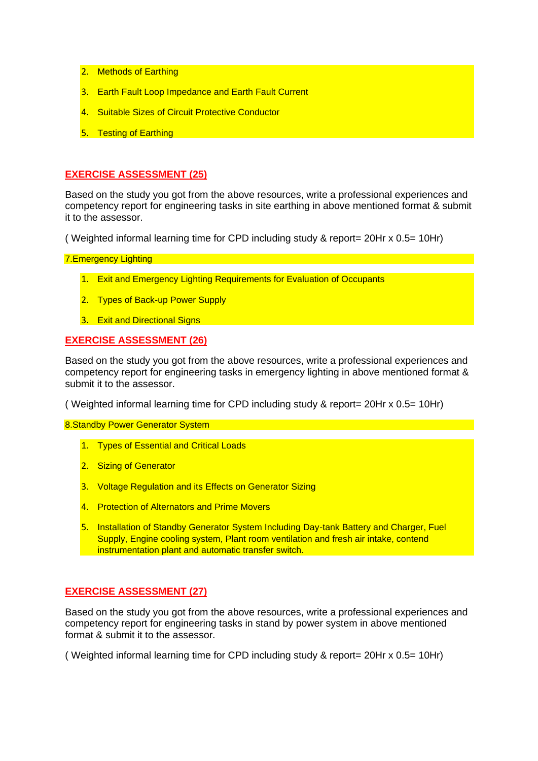2. Methods of Earthing
3. Earth Fault Loop Impedance and Earth Fault Current
4. Suitable Sizes of Circuit Protective Conductor
5. Testing of Earthing

**EXERCISE ASSESSMENT (25)**

Based on the study you got from the above resources, write a professional experiences and competency report for engineering tasks in site earthing in above mentioned format & submit it to the assessor.

( Weighted informal learning time for CPD including study & report= 20Hr x 0.5= 10Hr)

7.Emergency Lighting

1. Exit and Emergency Lighting Requirements for Evaluation of Occupants
2. Types of Back-up Power Supply
3. Exit and Directional Signs

**EXERCISE ASSESSMENT (26)**

Based on the study you got from the above resources, write a professional experiences and competency report for engineering tasks in emergency lighting in above mentioned format & submit it to the assessor.

( Weighted informal learning time for CPD including study & report= 20Hr x 0.5= 10Hr)

8.Standby Power Generator System

1. Types of Essential and Critical Loads
2. Sizing of Generator
3. Voltage Regulation and its Effects on Generator Sizing
4. Protection of Alternators and Prime Movers
5. Installation of Standby Generator System Including Day-tank Battery and Charger, Fuel Supply, Engine cooling system, Plant room ventilation and fresh air intake, contend instrumentation plant and automatic transfer switch.

**EXERCISE ASSESSMENT (27)**

Based on the study you got from the above resources, write a professional experiences and competency report for engineering tasks in stand by power system in above mentioned format & submit it to the assessor.

( Weighted informal learning time for CPD including study & report= 20Hr x 0.5= 10Hr)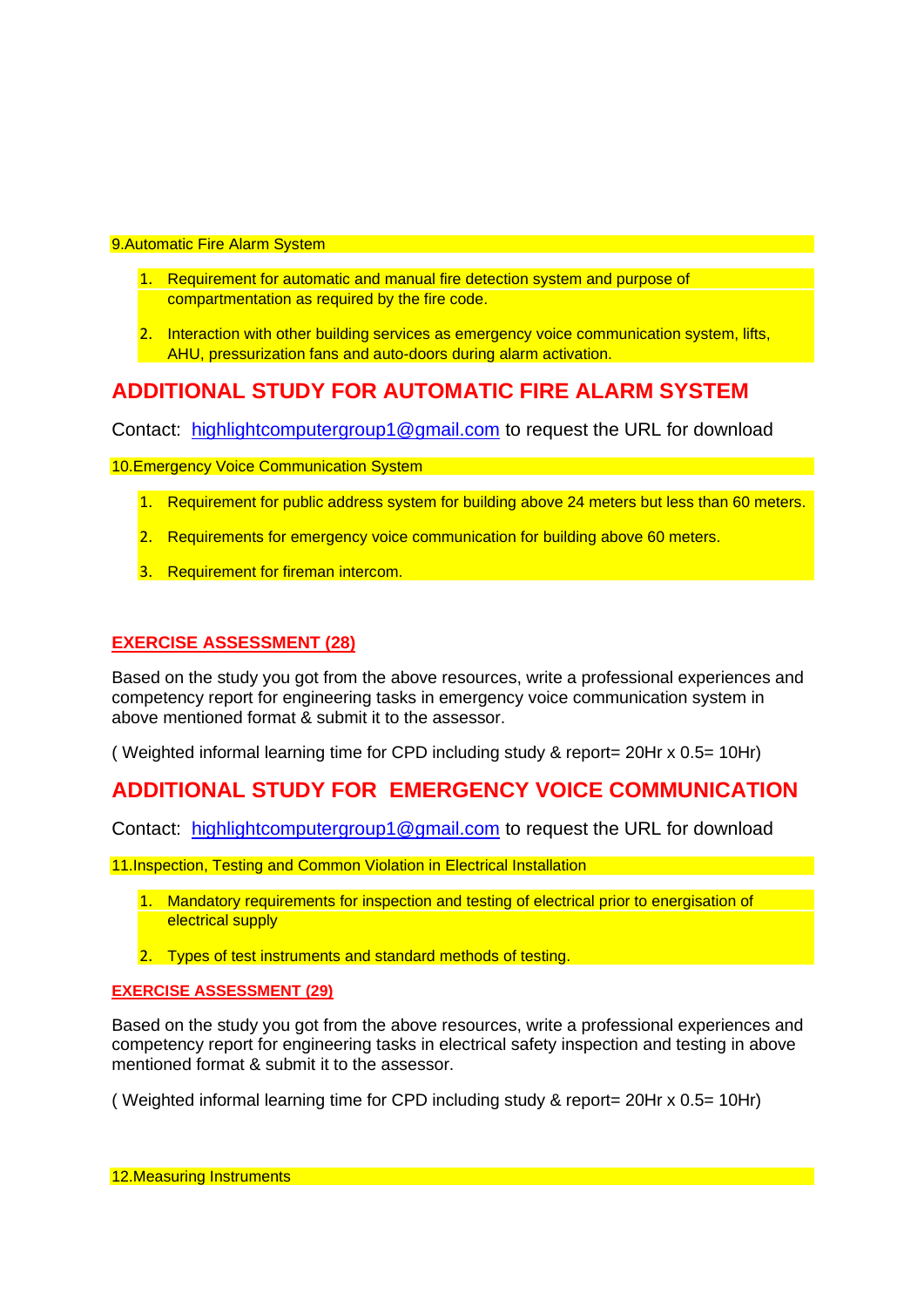9.Automatic Fire Alarm System

1. Requirement for automatic and manual fire detection system and purpose of compartmentation as required by the fire code.

2. Interaction with other building services as emergency voice communication system, lifts, AHU, pressurization fans and auto-doors during alarm activation.

## ADDITIONAL STUDY FOR AUTOMATIC FIRE ALARM SYSTEM

Contact: highlightcomputergroup1@gmail.com to request the URL for download

10.Emergency Voice Communication System

1. Requirement for public address system for building above 24 meters but less than 60 meters.

2. Requirements for emergency voice communication for building above 60 meters.

3. Requirement for fireman intercom.

**EXERCISE ASSESSMENT (28)**

Based on the study you got from the above resources, write a professional experiences and competency report for engineering tasks in emergency voice communication system in above mentioned format & submit it to the assessor.

( Weighted informal learning time for CPD including study & report= 20Hr x 0.5= 10Hr)

## ADDITIONAL STUDY FOR EMERGENCY VOICE COMMUNICATION

Contact: highlightcomputergroup1@gmail.com to request the URL for download

11.Inspection, Testing and Common Violation in Electrical Installation

1. Mandatory requirements for inspection and testing of electrical prior to energisation of electrical supply

2. Types of test instruments and standard methods of testing.

**EXERCISE ASSESSMENT (29)**

Based on the study you got from the above resources, write a professional experiences and competency report for engineering tasks in electrical safety inspection and testing in above mentioned format & submit it to the assessor.

( Weighted informal learning time for CPD including study & report= 20Hr x 0.5= 10Hr)

12.Measuring Instruments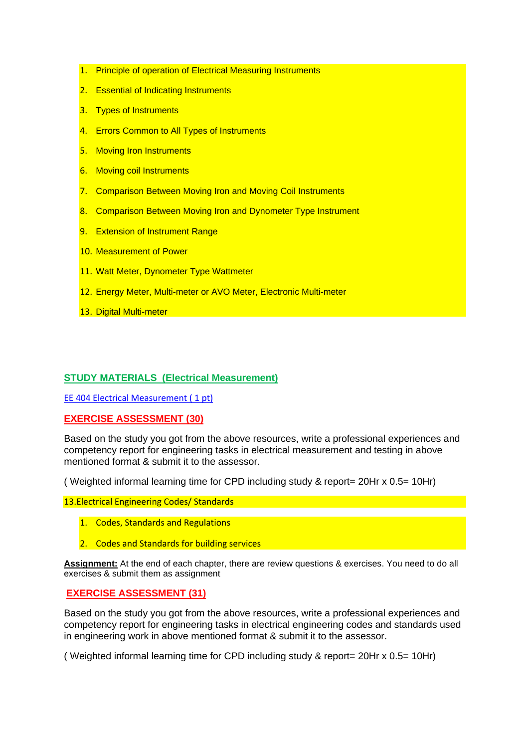1. Principle of operation of Electrical Measuring Instruments
2. Essential of Indicating Instruments
3. Types of Instruments
4. Errors Common to All Types of Instruments
5. Moving Iron Instruments
6. Moving coil Instruments
7. Comparison Between Moving Iron and Moving Coil Instruments
8. Comparison Between Moving Iron and Dynometer Type Instrument
9. Extension of Instrument Range
10. Measurement of Power
11. Watt Meter, Dynometer Type Wattmeter
12. Energy Meter, Multi-meter or AVO Meter, Electronic Multi-meter
13. Digital Multi-meter

**STUDY MATERIALS (Electrical Measurement)**

EE 404 Electrical Measurement ( 1 pt)

**EXERCISE ASSESSMENT (30)**

Based on the study you got from the above resources, write a professional experiences and competency report for engineering tasks in electrical measurement and testing in above mentioned format & submit it to the assessor.

( Weighted informal learning time for CPD including study & report= 20Hr x 0.5= 10Hr)

13.Electrical Engineering Codes/ Standards

1. Codes, Standards and Regulations
2. Codes and Standards for building services

**Assignment:** At the end of each chapter, there are review questions & exercises. You need to do all exercises & submit them as assignment

**EXERCISE ASSESSMENT (31)**

Based on the study you got from the above resources, write a professional experiences and competency report for engineering tasks in electrical engineering codes and standards used in engineering work in above mentioned format & submit it to the assessor.

( Weighted informal learning time for CPD including study & report= 20Hr x 0.5= 10Hr)